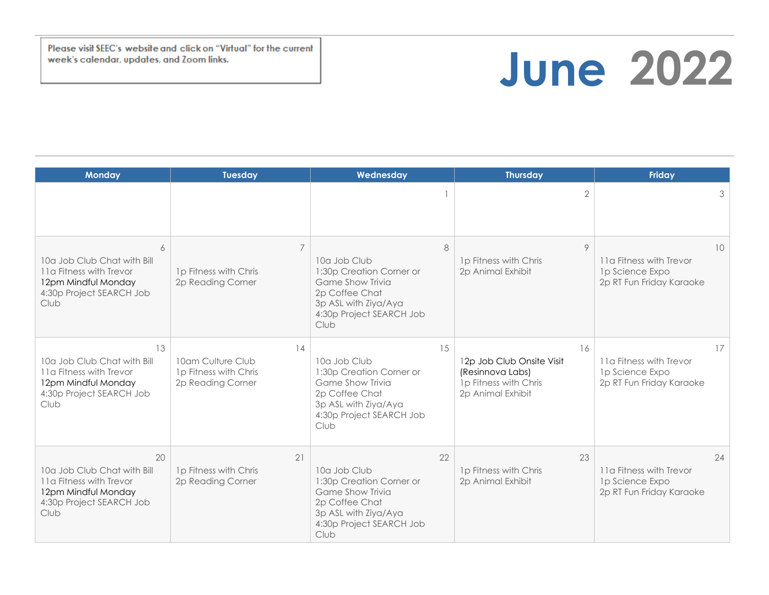Please visit SEEC's website and click on "Virtual" for the current week's calendar, updates, and Zoom links.

# June 2022

| Monday | Tuesday | Wednesday | Thursday | Friday |
|---|---|---|---|---|
| | | 1 | 2 | 3 |
| 6<br>10a Job Club Chat with Bill<br>11a Fitness with Trevor<br>12pm Mindful Monday<br>4:30p Project SEARCH Job Club | 7<br>1p Fitness with Chris<br>2p Reading Corner | 8<br>10a Job Club<br>1:30p Creation Corner or Game Show Trivia<br>2p Coffee Chat<br>3p ASL with Ziya/Aya<br>4:30p Project SEARCH Job Club | 9<br>1p Fitness with Chris<br>2p Animal Exhibit | 10<br>11a Fitness with Trevor<br>1p Science Expo<br>2p RT Fun Friday Karaoke |
| 13<br>10a Job Club Chat with Bill<br>11a Fitness with Trevor<br>12pm Mindful Monday<br>4:30p Project SEARCH Job Club | 14<br>10am Culture Club<br>1p Fitness with Chris<br>2p Reading Corner | 15<br>10a Job Club<br>1:30p Creation Corner or Game Show Trivia<br>2p Coffee Chat<br>3p ASL with Ziya/Aya<br>4:30p Project SEARCH Job Club | 16<br>12p Job Club Onsite Visit (Resinnova Labs)<br>1p Fitness with Chris<br>2p Animal Exhibit | 17<br>11a Fitness with Trevor<br>1p Science Expo<br>2p RT Fun Friday Karaoke |
| 20<br>10a Job Club Chat with Bill<br>11a Fitness with Trevor<br>12pm Mindful Monday<br>4:30p Project SEARCH Job Club | 21<br>1p Fitness with Chris<br>2p Reading Corner | 22<br>10a Job Club<br>1:30p Creation Corner or Game Show Trivia<br>2p Coffee Chat<br>3p ASL with Ziya/Aya<br>4:30p Project SEARCH Job Club | 23<br>1p Fitness with Chris<br>2p Animal Exhibit | 24<br>11a Fitness with Trevor<br>1p Science Expo<br>2p RT Fun Friday Karaoke |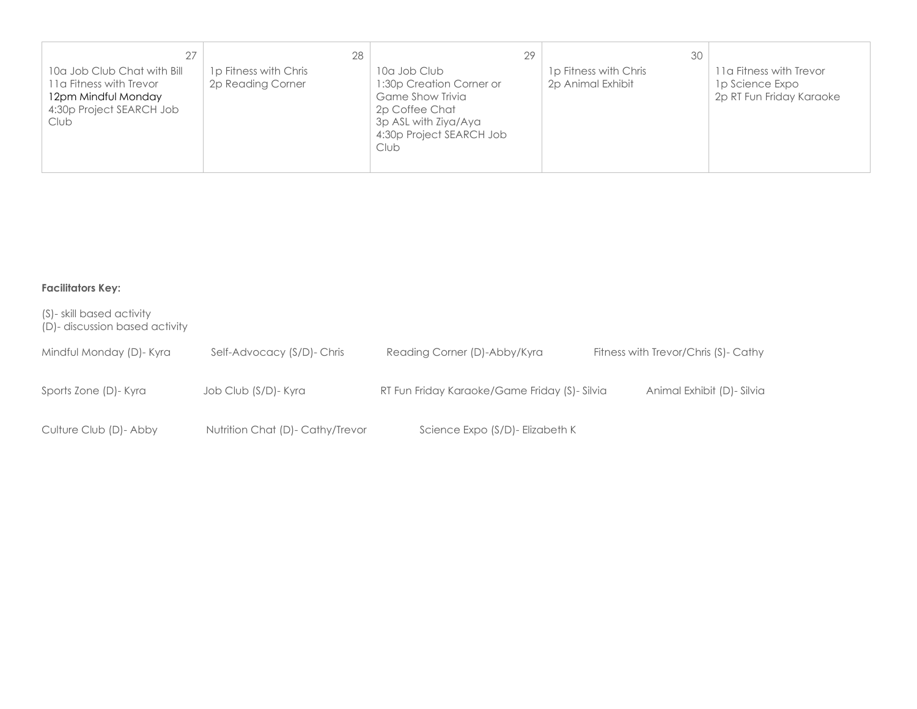| | | | | |
|---|---|---|---|---|
| 27<br>10a Job Club Chat with Bill<br>11a Fitness with Trevor<br>12pm Mindful Monday<br>4:30p Project SEARCH Job Club | 28<br>1p Fitness with Chris<br>2p Reading Corner | 29<br>10a Job Club<br>1:30p Creation Corner or Game Show Trivia<br>2p Coffee Chat<br>3p ASL with Ziya/Aya<br>4:30p Project SEARCH Job Club | 30<br>1p Fitness with Chris<br>2p Animal Exhibit | 11a Fitness with Trevor<br>1p Science Expo<br>2p RT Fun Friday Karaoke |

**Facilitators Key:**

(S)- skill based activity
(D)- discussion based activity

Mindful Monday (D)- Kyra
Self-Advocacy (S/D)- Chris
Reading Corner (D)-Abby/Kyra
Fitness with Trevor/Chris (S)- Cathy

Sports Zone (D)- Kyra
Job Club (S/D)- Kyra
RT Fun Friday Karaoke/Game Friday (S)- Silvia
Animal Exhibit (D)- Silvia

Culture Club (D)- Abby
Nutrition Chat (D)- Cathy/Trevor
Science Expo (S/D)- Elizabeth K